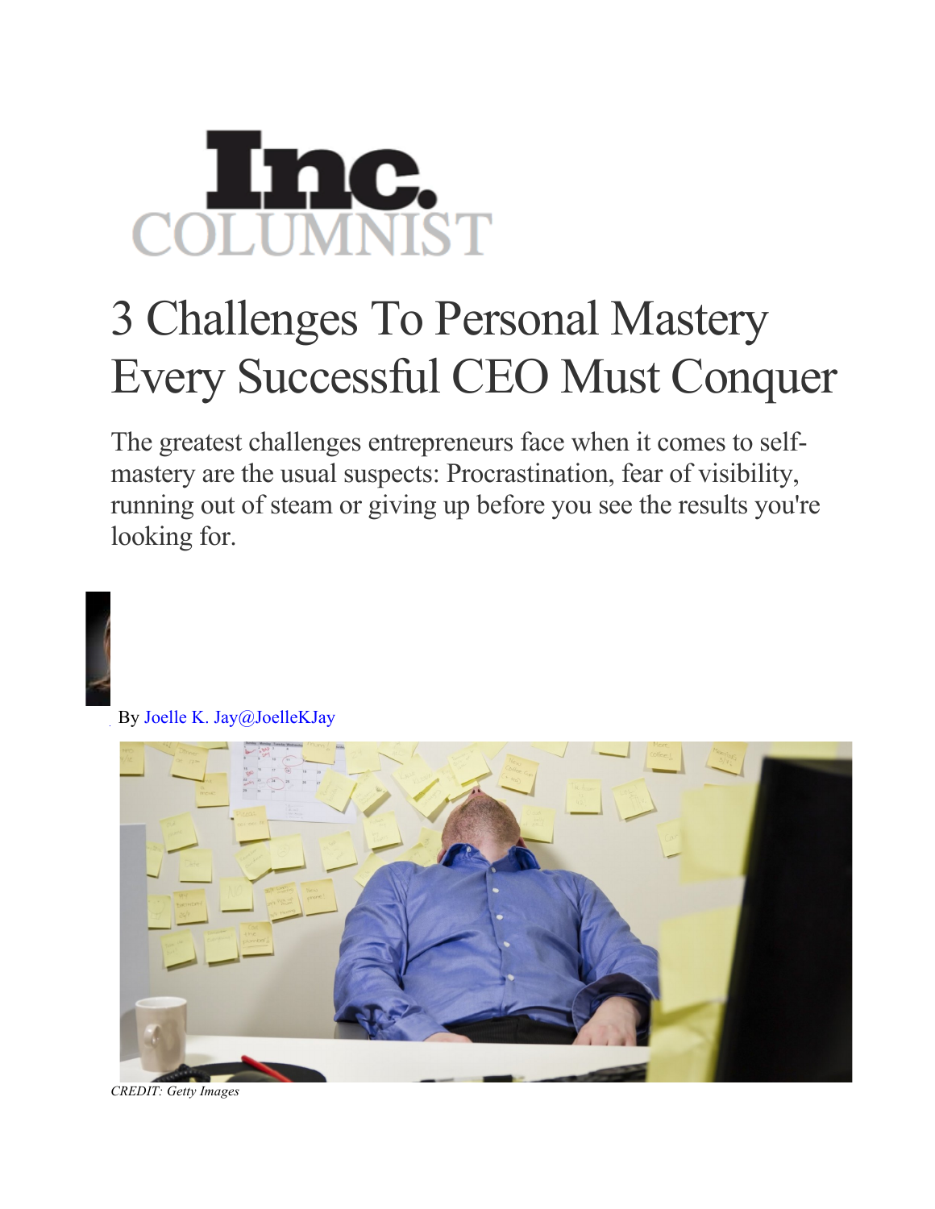Inc.
COLUMNIST

# 3 Challenges To Personal Mastery Every Successful CEO Must Conquer

The greatest challenges entrepreneurs face when it comes to self-mastery are the usual suspects: Procrastination, fear of visibility, running out of steam or giving up before you see the results you're looking for.

By Joelle K. Jay@JoelleKJay

*CREDIT: Getty Images*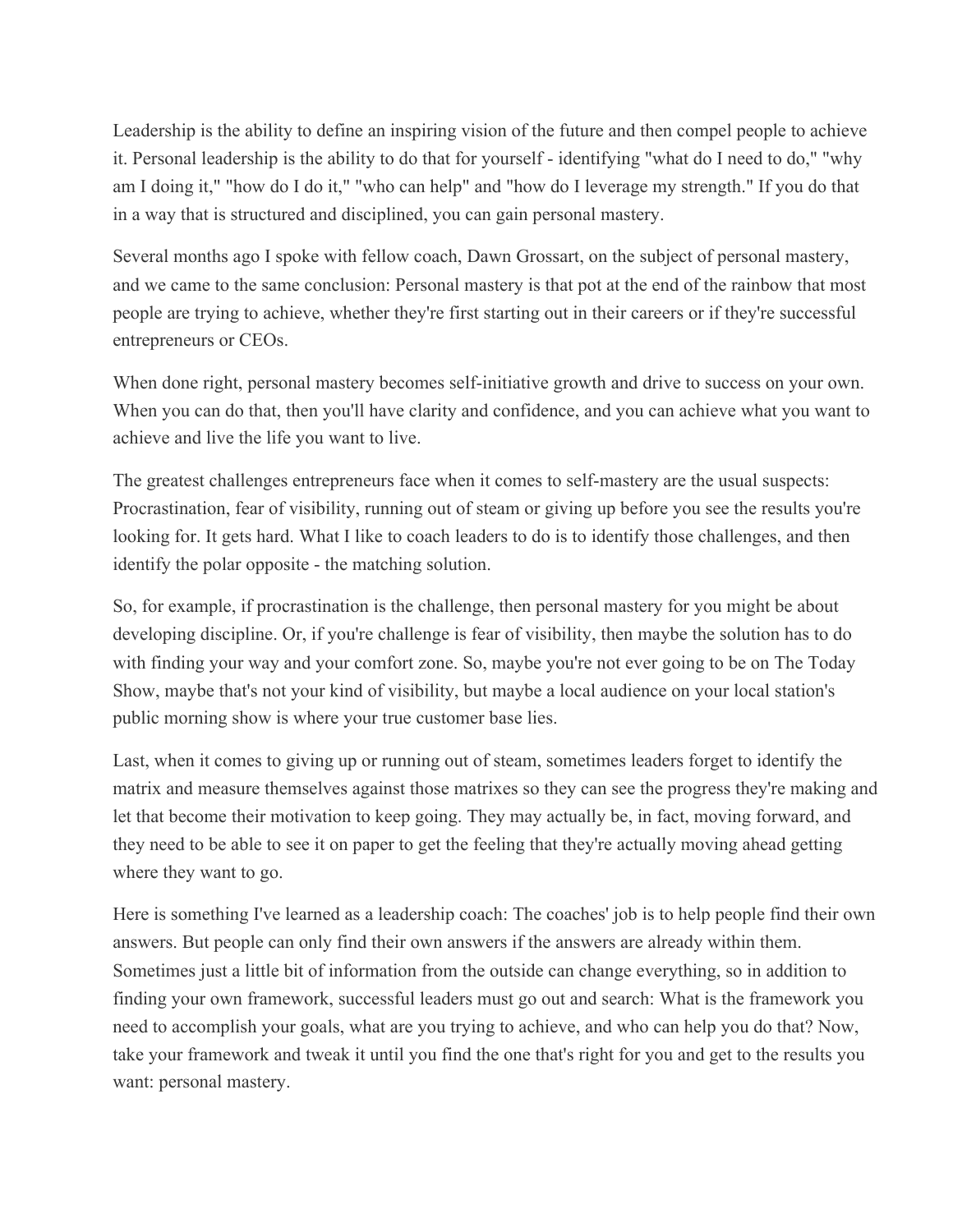Leadership is the ability to define an inspiring vision of the future and then compel people to achieve it. Personal leadership is the ability to do that for yourself - identifying "what do I need to do," "why am I doing it," "how do I do it," "who can help" and "how do I leverage my strength." If you do that in a way that is structured and disciplined, you can gain personal mastery.

Several months ago I spoke with fellow coach, Dawn Grossart, on the subject of personal mastery, and we came to the same conclusion: Personal mastery is that pot at the end of the rainbow that most people are trying to achieve, whether they're first starting out in their careers or if they're successful entrepreneurs or CEOs.

When done right, personal mastery becomes self-initiative growth and drive to success on your own. When you can do that, then you'll have clarity and confidence, and you can achieve what you want to achieve and live the life you want to live.

The greatest challenges entrepreneurs face when it comes to self-mastery are the usual suspects: Procrastination, fear of visibility, running out of steam or giving up before you see the results you're looking for. It gets hard. What I like to coach leaders to do is to identify those challenges, and then identify the polar opposite - the matching solution.

So, for example, if procrastination is the challenge, then personal mastery for you might be about developing discipline. Or, if you're challenge is fear of visibility, then maybe the solution has to do with finding your way and your comfort zone. So, maybe you're not ever going to be on The Today Show, maybe that's not your kind of visibility, but maybe a local audience on your local station's public morning show is where your true customer base lies.

Last, when it comes to giving up or running out of steam, sometimes leaders forget to identify the matrix and measure themselves against those matrixes so they can see the progress they're making and let that become their motivation to keep going. They may actually be, in fact, moving forward, and they need to be able to see it on paper to get the feeling that they're actually moving ahead getting where they want to go.

Here is something I've learned as a leadership coach: The coaches' job is to help people find their own answers. But people can only find their own answers if the answers are already within them. Sometimes just a little bit of information from the outside can change everything, so in addition to finding your own framework, successful leaders must go out and search: What is the framework you need to accomplish your goals, what are you trying to achieve, and who can help you do that? Now, take your framework and tweak it until you find the one that's right for you and get to the results you want: personal mastery.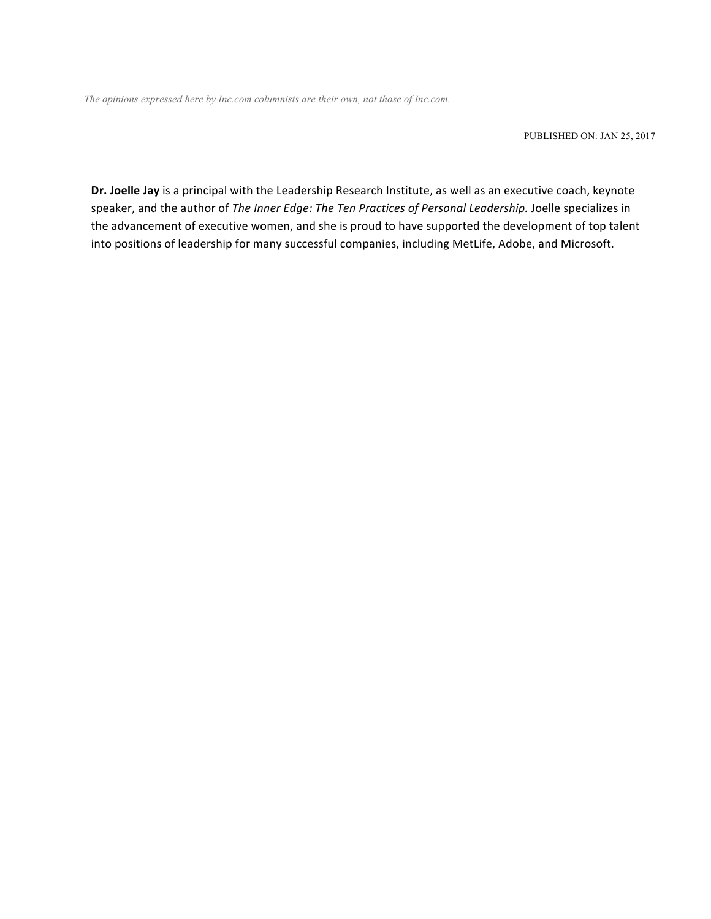*The opinions expressed here by Inc.com columnists are their own, not those of Inc.com.*

PUBLISHED ON: JAN 25, 2017

**Dr. Joelle Jay** is a principal with the Leadership Research Institute, as well as an executive coach, keynote speaker, and the author of *The Inner Edge: The Ten Practices of Personal Leadership.* Joelle specializes in the advancement of executive women, and she is proud to have supported the development of top talent into positions of leadership for many successful companies, including MetLife, Adobe, and Microsoft.